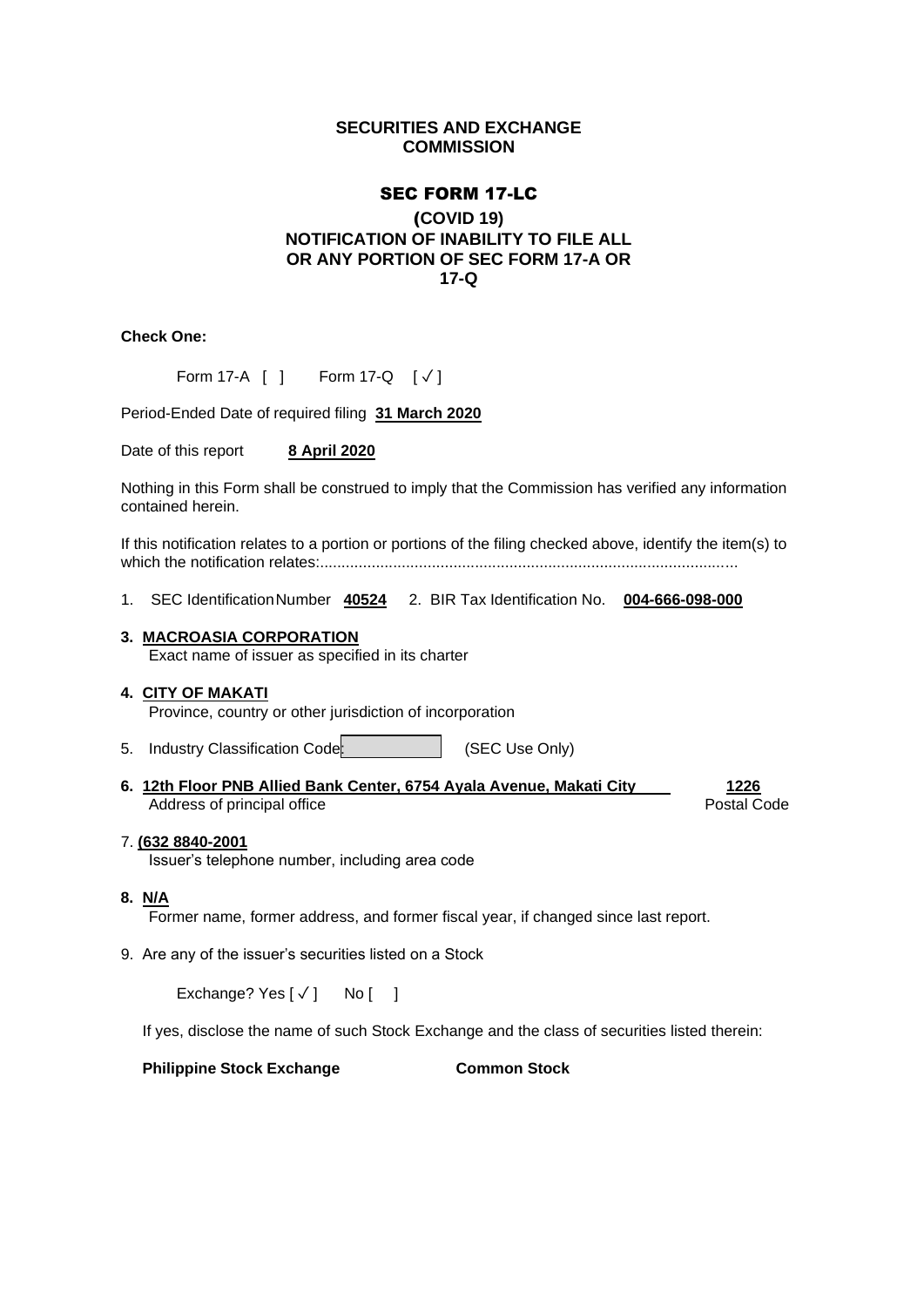**SECURITIES AND EXCHANGE COMMISSION**

# SEC FORM 17-LC

## (COVID 19) NOTIFICATION OF INABILITY TO FILE ALL OR ANY PORTION OF SEC FORM 17-A OR 17-Q

**Check One:**

Form 17-A [ ]  Form 17-Q [✓]

Period-Ended Date of required filing **31 March 2020**

Date of this report **8 April 2020**

Nothing in this Form shall be construed to imply that the Commission has verified any information contained herein.

If this notification relates to a portion or portions of the filing checked above, identify the item(s) to which the notification relates:................................................................................................

1. SEC Identification Number **40524**  2. BIR Tax Identification No. **004-666-098-000**

3. **MACROASIA CORPORATION**
   Exact name of issuer as specified in its charter

4. **CITY OF MAKATI**
   Province, country or other jurisdiction of incorporation

5. Industry Classification Code: [          ] (SEC Use Only)

6. **12th Floor PNB Allied Bank Center, 6754 Ayala Avenue, Makati City** **1226**
   Address of principal office  Postal Code

7. **(632 8840-2001**
   Issuer's telephone number, including area code

8. **N/A**
   Former name, former address, and former fiscal year, if changed since last report.

9. Are any of the issuer's securities listed on a Stock

   Exchange? Yes [✓]  No [ ]

   If yes, disclose the name of such Stock Exchange and the class of securities listed therein:

   **Philippine Stock Exchange**  **Common Stock**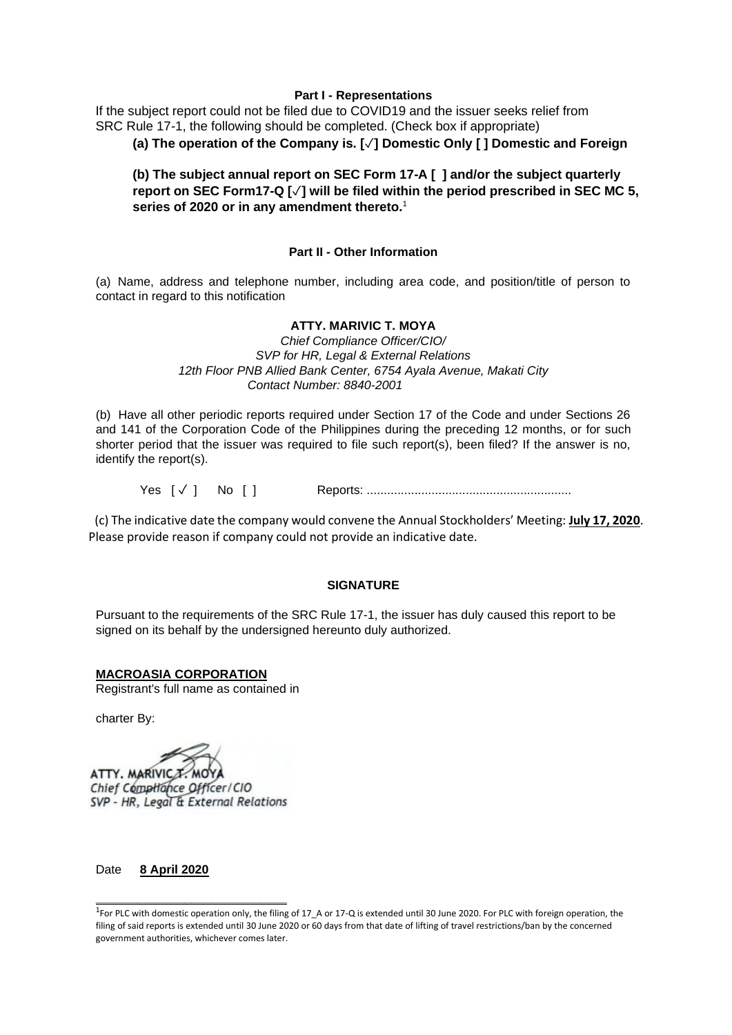**Part I - Representations**

If the subject report could not be filed due to COVID19 and the issuer seeks relief from SRC Rule 17-1, the following should be completed. (Check box if appropriate)

**(a) The operation of the Company is. [√] Domestic Only [ ] Domestic and Foreign**

**(b) The subject annual report on SEC Form 17-A [ ] and/or the subject quarterly report on SEC Form17-Q [√] will be filed within the period prescribed in SEC MC 5, series of 2020 or in any amendment thereto.**[1]

**Part II - Other Information**

(a) Name, address and telephone number, including area code, and position/title of person to contact in regard to this notification

**ATTY. MARIVIC T. MOYA**
*Chief Compliance Officer/CIO/*
*SVP for HR, Legal & External Relations*
*12th Floor PNB Allied Bank Center, 6754 Ayala Avenue, Makati City*
*Contact Number: 8840-2001*

(b) Have all other periodic reports required under Section 17 of the Code and under Sections 26 and 141 of the Corporation Code of the Philippines during the preceding 12 months, or for such shorter period that the issuer was required to file such report(s), been filed? If the answer is no, identify the report(s).

Yes [ ✓ ] No [ ] Reports: ............................................................

(c) The indicative date the company would convene the Annual Stockholders' Meeting: **July 17, 2020**. Please provide reason if company could not provide an indicative date.

**SIGNATURE**

Pursuant to the requirements of the SRC Rule 17-1, the issuer has duly caused this report to be signed on its behalf by the undersigned hereunto duly authorized.

**MACROASIA CORPORATION**
Registrant's full name as contained in

charter By:

ATTY. MARIVIC T. MOYA
*Chief Compliance Officer/CIO*
*SVP - HR, Legal & External Relations*

Date **8 April 2020**

[1]For PLC with domestic operation only, the filing of 17_A or 17-Q is extended until 30 June 2020. For PLC with foreign operation, the filing of said reports is extended until 30 June 2020 or 60 days from that date of lifting of travel restrictions/ban by the concerned government authorities, whichever comes later.